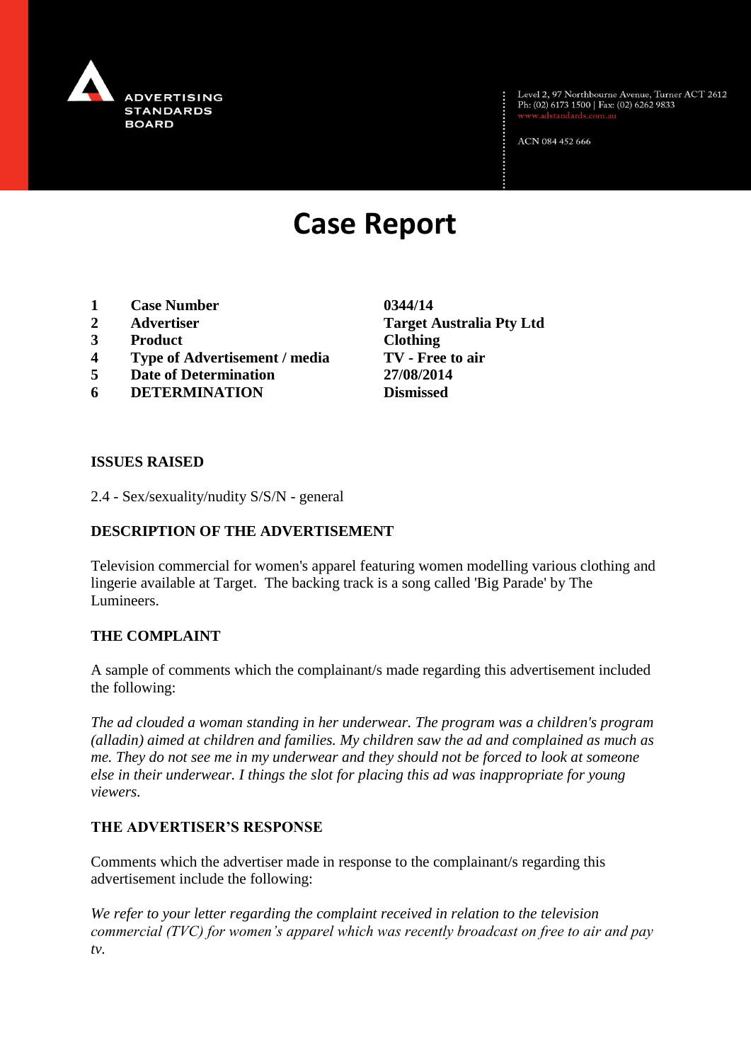# Case Report

| | | |
|---|---|---|
| 1 | **Case Number** | **0344/14** |
| 2 | **Advertiser** | **Target Australia Pty Ltd** |
| 3 | **Product** | **Clothing** |
| 4 | **Type of Advertisement / media** | **TV - Free to air** |
| 5 | **Date of Determination** | **27/08/2014** |
| 6 | **DETERMINATION** | **Dismissed** |

## ISSUES RAISED

2.4 - Sex/sexuality/nudity S/S/N - general

## DESCRIPTION OF THE ADVERTISEMENT

Television commercial for women's apparel featuring women modelling various clothing and lingerie available at Target. The backing track is a song called 'Big Parade' by The Lumineers.

## THE COMPLAINT

A sample of comments which the complainant/s made regarding this advertisement included the following:

*The ad clouded a woman standing in her underwear. The program was a children's program (alladin) aimed at children and families. My children saw the ad and complained as much as me. They do not see me in my underwear and they should not be forced to look at someone else in their underwear. I things the slot for placing this ad was inappropriate for young viewers.*

## THE ADVERTISER'S RESPONSE

Comments which the advertiser made in response to the complainant/s regarding this advertisement include the following:

*We refer to your letter regarding the complaint received in relation to the television commercial (TVC) for women's apparel which was recently broadcast on free to air and pay tv.*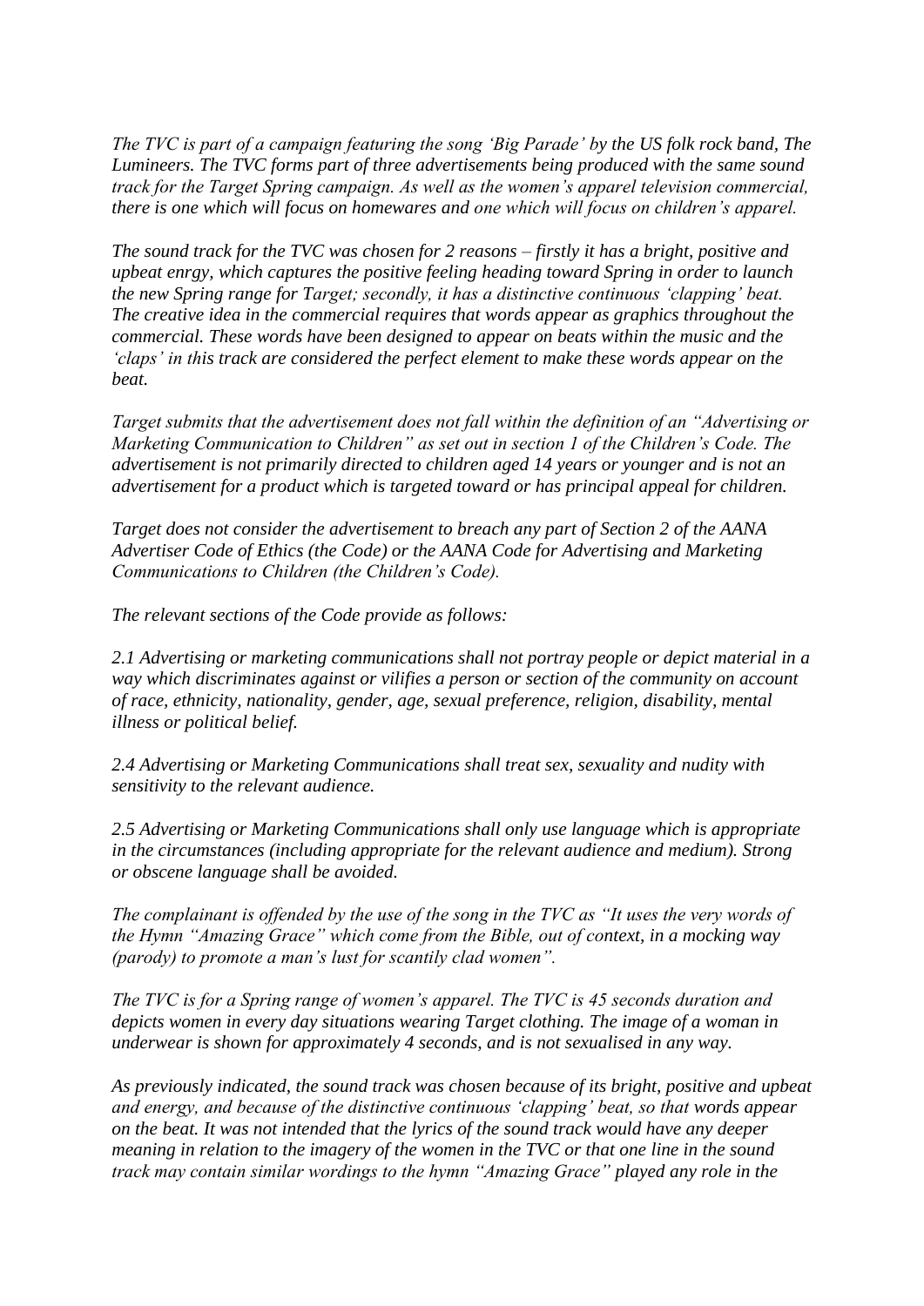*The TVC is part of a campaign featuring the song 'Big Parade' by the US folk rock band, The Lumineers. The TVC forms part of three advertisements being produced with the same sound track for the Target Spring campaign. As well as the women's apparel television commercial, there is one which will focus on homewares and one which will focus on children's apparel.*

*The sound track for the TVC was chosen for 2 reasons – firstly it has a bright, positive and upbeat enrgy, which captures the positive feeling heading toward Spring in order to launch the new Spring range for Target; secondly, it has a distinctive continuous 'clapping' beat. The creative idea in the commercial requires that words appear as graphics throughout the commercial. These words have been designed to appear on beats within the music and the 'claps' in this track are considered the perfect element to make these words appear on the beat.*

*Target submits that the advertisement does not fall within the definition of an "Advertising or Marketing Communication to Children" as set out in section 1 of the Children's Code. The advertisement is not primarily directed to children aged 14 years or younger and is not an advertisement for a product which is targeted toward or has principal appeal for children.*

*Target does not consider the advertisement to breach any part of Section 2 of the AANA Advertiser Code of Ethics (the Code) or the AANA Code for Advertising and Marketing Communications to Children (the Children's Code).*

*The relevant sections of the Code provide as follows:*

*2.1 Advertising or marketing communications shall not portray people or depict material in a way which discriminates against or vilifies a person or section of the community on account of race, ethnicity, nationality, gender, age, sexual preference, religion, disability, mental illness or political belief.*

*2.4 Advertising or Marketing Communications shall treat sex, sexuality and nudity with sensitivity to the relevant audience.*

*2.5 Advertising or Marketing Communications shall only use language which is appropriate in the circumstances (including appropriate for the relevant audience and medium). Strong or obscene language shall be avoided.*

*The complainant is offended by the use of the song in the TVC as "It uses the very words of the Hymn "Amazing Grace" which come from the Bible, out of context, in a mocking way (parody) to promote a man's lust for scantily clad women".*

*The TVC is for a Spring range of women's apparel. The TVC is 45 seconds duration and depicts women in every day situations wearing Target clothing. The image of a woman in underwear is shown for approximately 4 seconds, and is not sexualised in any way.*

*As previously indicated, the sound track was chosen because of its bright, positive and upbeat and energy, and because of the distinctive continuous 'clapping' beat, so that words appear on the beat. It was not intended that the lyrics of the sound track would have any deeper meaning in relation to the imagery of the women in the TVC or that one line in the sound track may contain similar wordings to the hymn "Amazing Grace" played any role in the*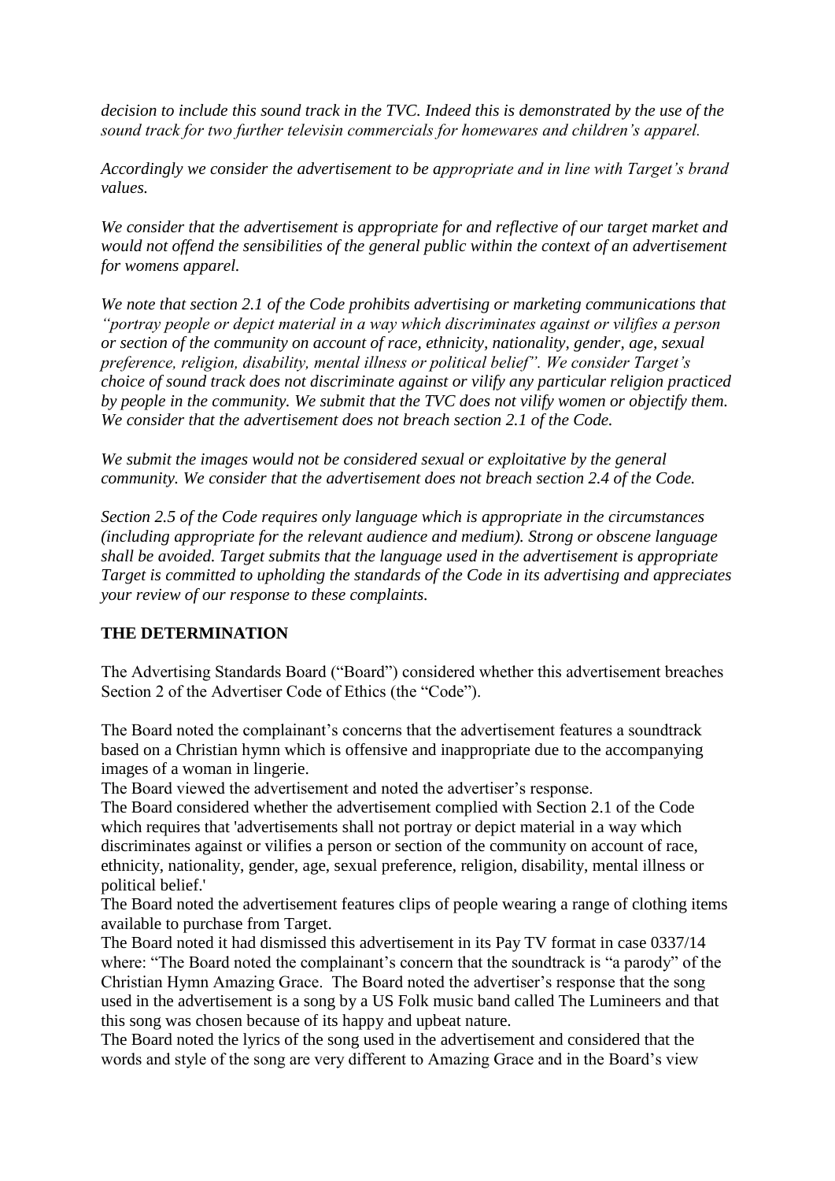*decision to include this sound track in the TVC. Indeed this is demonstrated by the use of the sound track for two further televisin commercials for homewares and children's apparel.*

*Accordingly we consider the advertisement to be appropriate and in line with Target's brand values.*

*We consider that the advertisement is appropriate for and reflective of our target market and would not offend the sensibilities of the general public within the context of an advertisement for womens apparel.*

*We note that section 2.1 of the Code prohibits advertising or marketing communications that "portray people or depict material in a way which discriminates against or vilifies a person or section of the community on account of race, ethnicity, nationality, gender, age, sexual preference, religion, disability, mental illness or political belief". We consider Target's choice of sound track does not discriminate against or vilify any particular religion practiced by people in the community. We submit that the TVC does not vilify women or objectify them. We consider that the advertisement does not breach section 2.1 of the Code.*

*We submit the images would not be considered sexual or exploitative by the general community. We consider that the advertisement does not breach section 2.4 of the Code.*

*Section 2.5 of the Code requires only language which is appropriate in the circumstances (including appropriate for the relevant audience and medium). Strong or obscene language shall be avoided. Target submits that the language used in the advertisement is appropriate Target is committed to upholding the standards of the Code in its advertising and appreciates your review of our response to these complaints.*

## THE DETERMINATION

The Advertising Standards Board ("Board") considered whether this advertisement breaches Section 2 of the Advertiser Code of Ethics (the "Code").

The Board noted the complainant's concerns that the advertisement features a soundtrack based on a Christian hymn which is offensive and inappropriate due to the accompanying images of a woman in lingerie.

The Board viewed the advertisement and noted the advertiser's response.

The Board considered whether the advertisement complied with Section 2.1 of the Code which requires that 'advertisements shall not portray or depict material in a way which discriminates against or vilifies a person or section of the community on account of race, ethnicity, nationality, gender, age, sexual preference, religion, disability, mental illness or political belief.'

The Board noted the advertisement features clips of people wearing a range of clothing items available to purchase from Target.

The Board noted it had dismissed this advertisement in its Pay TV format in case 0337/14 where: "The Board noted the complainant's concern that the soundtrack is "a parody" of the Christian Hymn Amazing Grace. The Board noted the advertiser's response that the song used in the advertisement is a song by a US Folk music band called The Lumineers and that this song was chosen because of its happy and upbeat nature.

The Board noted the lyrics of the song used in the advertisement and considered that the words and style of the song are very different to Amazing Grace and in the Board's view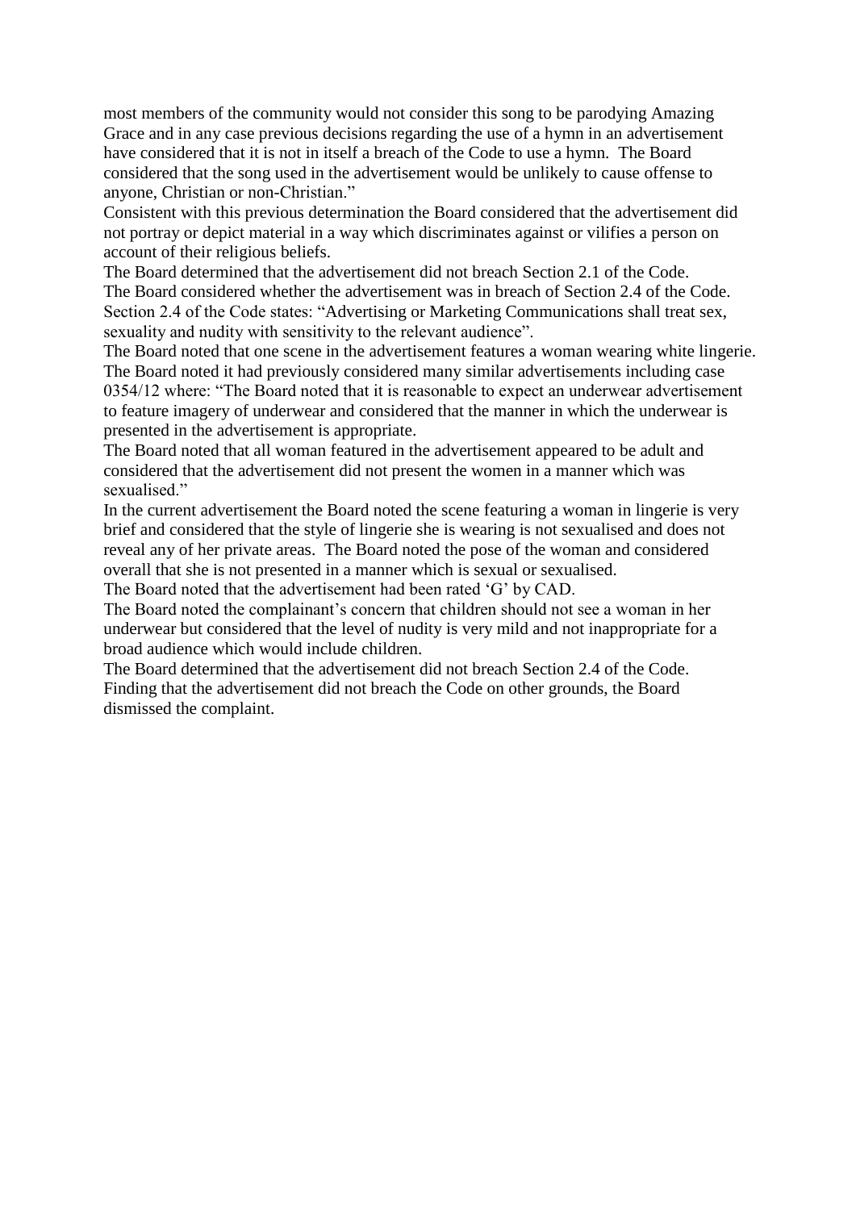most members of the community would not consider this song to be parodying Amazing Grace and in any case previous decisions regarding the use of a hymn in an advertisement have considered that it is not in itself a breach of the Code to use a hymn. The Board considered that the song used in the advertisement would be unlikely to cause offense to anyone, Christian or non-Christian."

Consistent with this previous determination the Board considered that the advertisement did not portray or depict material in a way which discriminates against or vilifies a person on account of their religious beliefs.

The Board determined that the advertisement did not breach Section 2.1 of the Code.

The Board considered whether the advertisement was in breach of Section 2.4 of the Code. Section 2.4 of the Code states: "Advertising or Marketing Communications shall treat sex, sexuality and nudity with sensitivity to the relevant audience".

The Board noted that one scene in the advertisement features a woman wearing white lingerie. The Board noted it had previously considered many similar advertisements including case 0354/12 where: "The Board noted that it is reasonable to expect an underwear advertisement to feature imagery of underwear and considered that the manner in which the underwear is presented in the advertisement is appropriate.

The Board noted that all woman featured in the advertisement appeared to be adult and considered that the advertisement did not present the women in a manner which was sexualised."

In the current advertisement the Board noted the scene featuring a woman in lingerie is very brief and considered that the style of lingerie she is wearing is not sexualised and does not reveal any of her private areas. The Board noted the pose of the woman and considered overall that she is not presented in a manner which is sexual or sexualised.

The Board noted that the advertisement had been rated 'G' by CAD.

The Board noted the complainant's concern that children should not see a woman in her underwear but considered that the level of nudity is very mild and not inappropriate for a broad audience which would include children.

The Board determined that the advertisement did not breach Section 2.4 of the Code.

Finding that the advertisement did not breach the Code on other grounds, the Board dismissed the complaint.